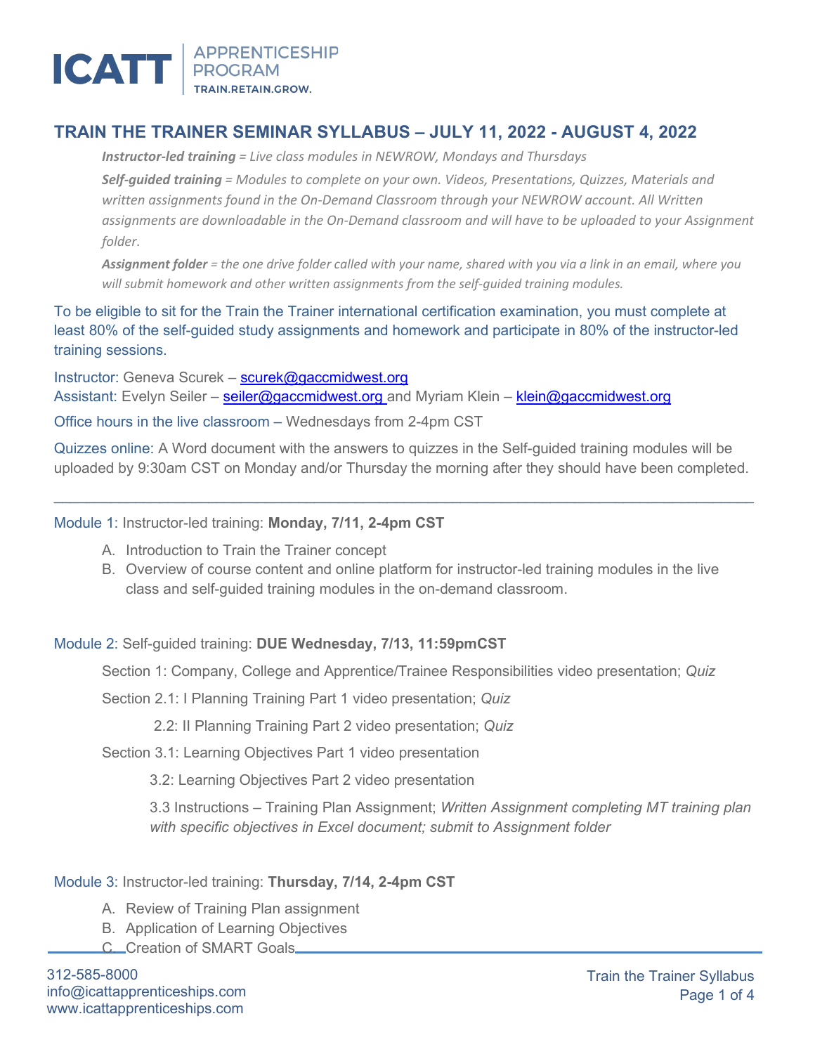# TRAIN THE TRAINER SEMINAR SYLLABUS – JULY 11, 2022 - AUGUST 4, 2022

***Instructor-led training*** *= Live class modules in NEWROW, Mondays and Thursdays*

***Self-guided training*** *= Modules to complete on your own. Videos, Presentations, Quizzes, Materials and written assignments found in the On-Demand Classroom through your NEWROW account. All Written assignments are downloadable in the On-Demand classroom and will have to be uploaded to your Assignment folder.*

***Assignment folder*** *= the one drive folder called with your name, shared with you via a link in an email, where you will submit homework and other written assignments from the self-guided training modules.*

To be eligible to sit for the Train the Trainer international certification examination, you must complete at least 80% of the self-guided study assignments and homework and participate in 80% of the instructor-led training sessions.

Instructor: Geneva Scurek – scurek@gaccmidwest.org
Assistant: Evelyn Seiler – seiler@gaccmidwest.org and Myriam Klein – klein@gaccmidwest.org

Office hours in the live classroom – Wednesdays from 2-4pm CST

Quizzes online: A Word document with the answers to quizzes in the Self-guided training modules will be uploaded by 9:30am CST on Monday and/or Thursday the morning after they should have been completed.

---

Module 1: Instructor-led training: **Monday, 7/11, 2-4pm CST**

A. Introduction to Train the Trainer concept
B. Overview of course content and online platform for instructor-led training modules in the live class and self-guided training modules in the on-demand classroom.

Module 2: Self-guided training: **DUE Wednesday, 7/13, 11:59pmCST**

Section 1: Company, College and Apprentice/Trainee Responsibilities video presentation; *Quiz*

Section 2.1: I Planning Training Part 1 video presentation; *Quiz*

2.2: II Planning Training Part 2 video presentation; *Quiz*

Section 3.1: Learning Objectives Part 1 video presentation

3.2: Learning Objectives Part 2 video presentation

3.3 Instructions – Training Plan Assignment; *Written Assignment completing MT training plan with specific objectives in Excel document; submit to Assignment folder*

Module 3: Instructor-led training: **Thursday, 7/14, 2-4pm CST**

A. Review of Training Plan assignment
B. Application of Learning Objectives
C. Creation of SMART Goals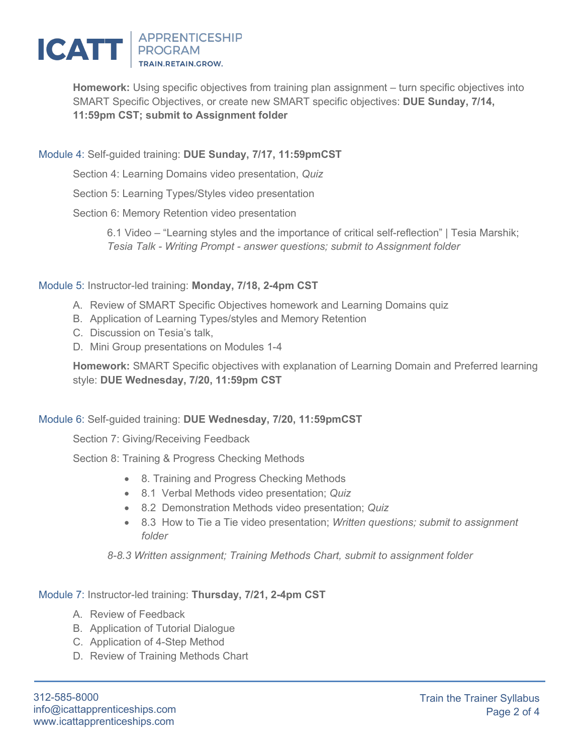**Homework:** Using specific objectives from training plan assignment – turn specific objectives into SMART Specific Objectives, or create new SMART specific objectives: **DUE Sunday, 7/14, 11:59pm CST; submit to Assignment folder**

Module 4: Self-guided training: **DUE Sunday, 7/17, 11:59pmCST**

Section 4: Learning Domains video presentation, *Quiz*

Section 5: Learning Types/Styles video presentation

Section 6: Memory Retention video presentation

6.1 Video – "Learning styles and the importance of critical self-reflection" | Tesia Marshik; *Tesia Talk - Writing Prompt - answer questions; submit to Assignment folder*

Module 5: Instructor-led training: **Monday, 7/18, 2-4pm CST**

A. Review of SMART Specific Objectives homework and Learning Domains quiz
B. Application of Learning Types/styles and Memory Retention
C. Discussion on Tesia's talk,
D. Mini Group presentations on Modules 1-4

**Homework:** SMART Specific objectives with explanation of Learning Domain and Preferred learning style: **DUE Wednesday, 7/20, 11:59pm CST**

Module 6: Self-guided training: **DUE Wednesday, 7/20, 11:59pmCST**

Section 7: Giving/Receiving Feedback

Section 8: Training & Progress Checking Methods

- 8. Training and Progress Checking Methods
- 8.1 Verbal Methods video presentation; *Quiz*
- 8.2 Demonstration Methods video presentation; *Quiz*
- 8.3 How to Tie a Tie video presentation; *Written questions; submit to assignment folder*

*8-8.3 Written assignment; Training Methods Chart, submit to assignment folder*

Module 7: Instructor-led training: **Thursday, 7/21, 2-4pm CST**

A. Review of Feedback
B. Application of Tutorial Dialogue
C. Application of 4-Step Method
D. Review of Training Methods Chart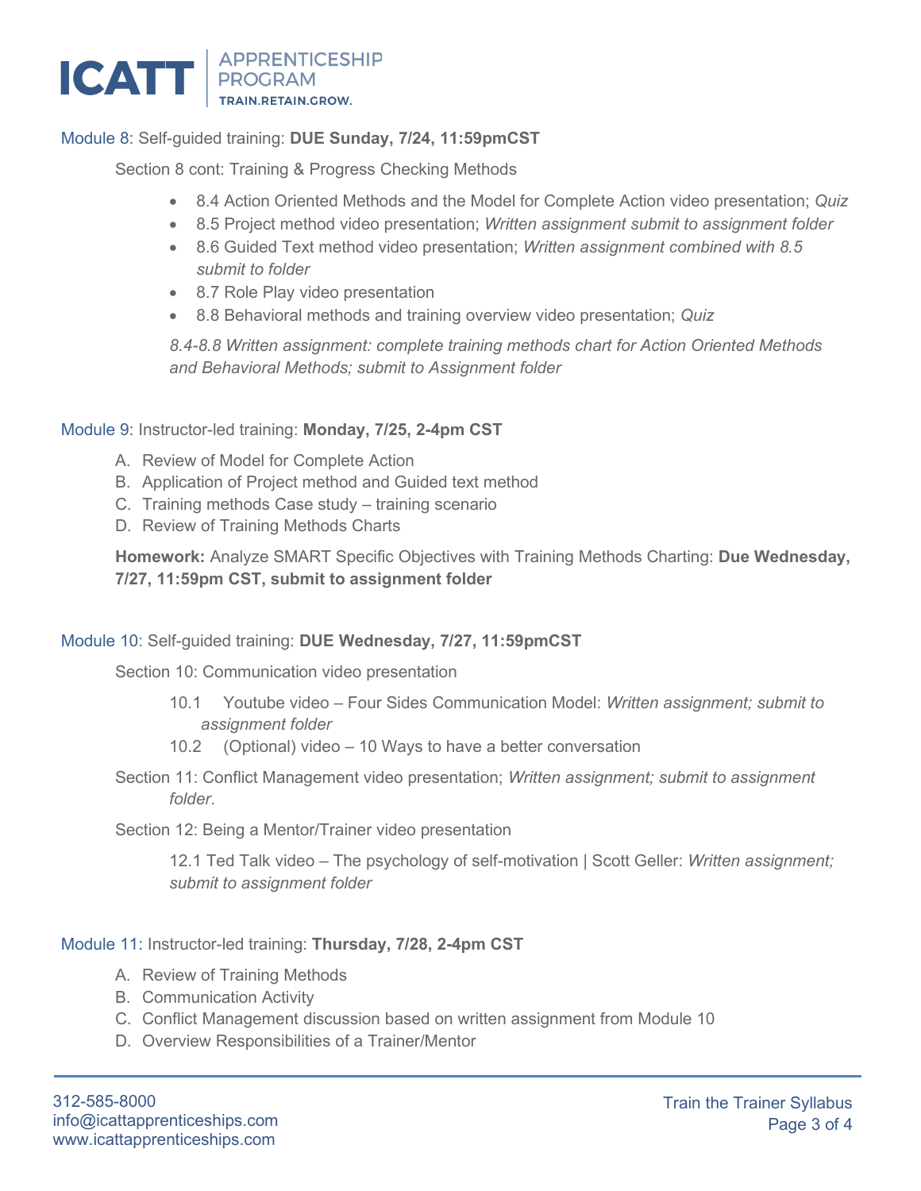Module 8: Self-guided training: **DUE Sunday, 7/24, 11:59pmCST**

Section 8 cont: Training & Progress Checking Methods

- 8.4 Action Oriented Methods and the Model for Complete Action video presentation; *Quiz*
- 8.5 Project method video presentation; *Written assignment submit to assignment folder*
- 8.6 Guided Text method video presentation; *Written assignment combined with 8.5 submit to folder*
- 8.7 Role Play video presentation
- 8.8 Behavioral methods and training overview video presentation; *Quiz*

*8.4-8.8 Written assignment: complete training methods chart for Action Oriented Methods and Behavioral Methods; submit to Assignment folder*

Module 9: Instructor-led training: **Monday, 7/25, 2-4pm CST**

A. Review of Model for Complete Action
B. Application of Project method and Guided text method
C. Training methods Case study – training scenario
D. Review of Training Methods Charts

**Homework:** Analyze SMART Specific Objectives with Training Methods Charting: **Due Wednesday, 7/27, 11:59pm CST, submit to assignment folder**

Module 10: Self-guided training: **DUE Wednesday, 7/27, 11:59pmCST**

Section 10: Communication video presentation

10.1 Youtube video – Four Sides Communication Model: *Written assignment; submit to assignment folder*

10.2 (Optional) video – 10 Ways to have a better conversation

Section 11: Conflict Management video presentation; *Written assignment; submit to assignment folder*.

Section 12: Being a Mentor/Trainer video presentation

12.1 Ted Talk video – The psychology of self-motivation | Scott Geller: *Written assignment; submit to assignment folder*

Module 11: Instructor-led training: **Thursday, 7/28, 2-4pm CST**

A. Review of Training Methods
B. Communication Activity
C. Conflict Management discussion based on written assignment from Module 10
D. Overview Responsibilities of a Trainer/Mentor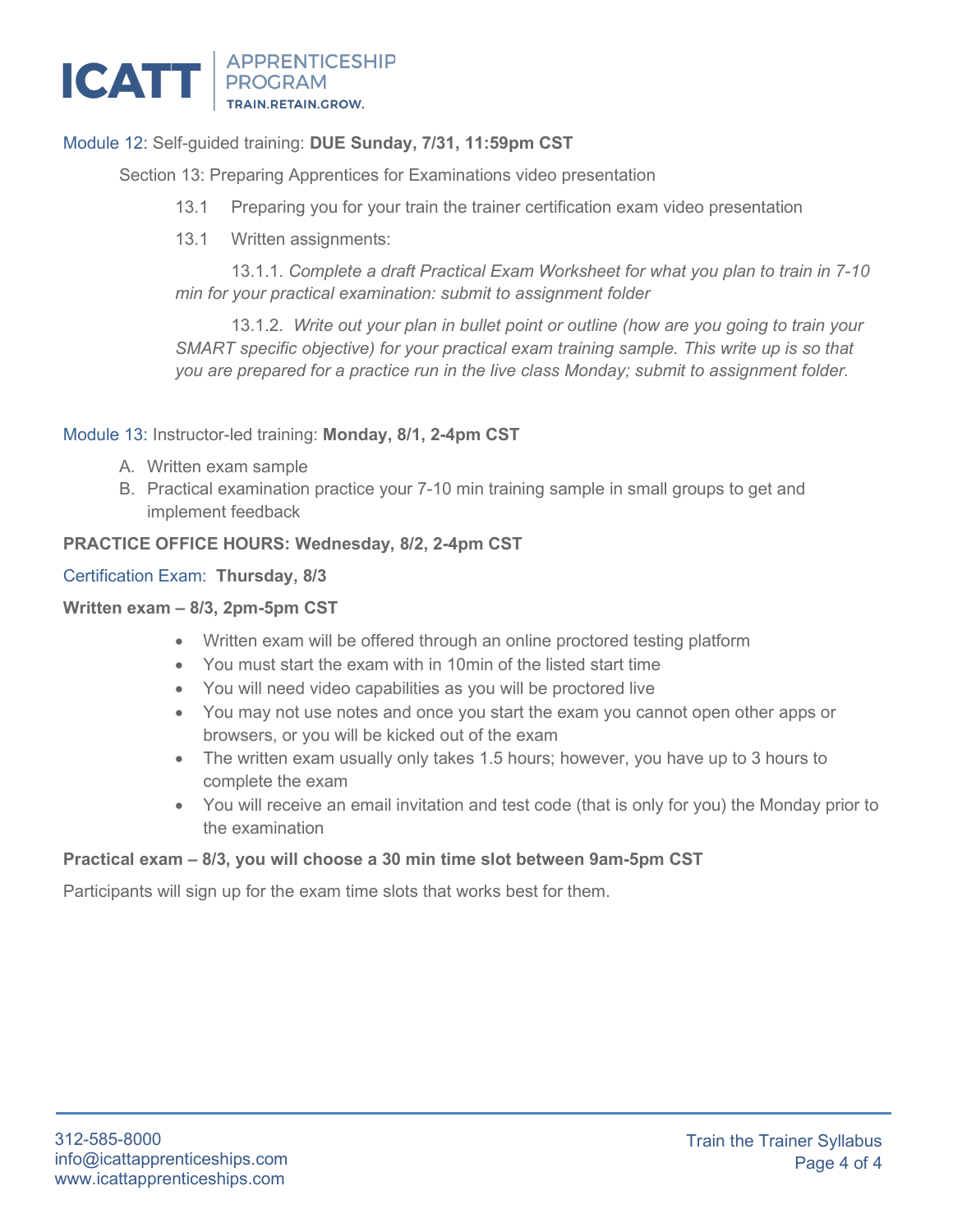Module 12: Self-guided training: **DUE Sunday, 7/31, 11:59pm CST**

Section 13: Preparing Apprentices for Examinations video presentation

13.1 Preparing you for your train the trainer certification exam video presentation

13.1 Written assignments:

13.1.1. *Complete a draft Practical Exam Worksheet for what you plan to train in 7-10 min for your practical examination: submit to assignment folder*

13.1.2. *Write out your plan in bullet point or outline (how are you going to train your SMART specific objective) for your practical exam training sample. This write up is so that you are prepared for a practice run in the live class Monday; submit to assignment folder.*

Module 13: Instructor-led training: **Monday, 8/1, 2-4pm CST**

A. Written exam sample
B. Practical examination practice your 7-10 min training sample in small groups to get and implement feedback

**PRACTICE OFFICE HOURS: Wednesday, 8/2, 2-4pm CST**

Certification Exam: **Thursday, 8/3**

**Written exam – 8/3, 2pm-5pm CST**

- Written exam will be offered through an online proctored testing platform
- You must start the exam with in 10min of the listed start time
- You will need video capabilities as you will be proctored live
- You may not use notes and once you start the exam you cannot open other apps or browsers, or you will be kicked out of the exam
- The written exam usually only takes 1.5 hours; however, you have up to 3 hours to complete the exam
- You will receive an email invitation and test code (that is only for you) the Monday prior to the examination

**Practical exam – 8/3, you will choose a 30 min time slot between 9am-5pm CST**

Participants will sign up for the exam time slots that works best for them.

312-585-8000
info@icattapprenticeships.com
www.icattapprenticeships.com